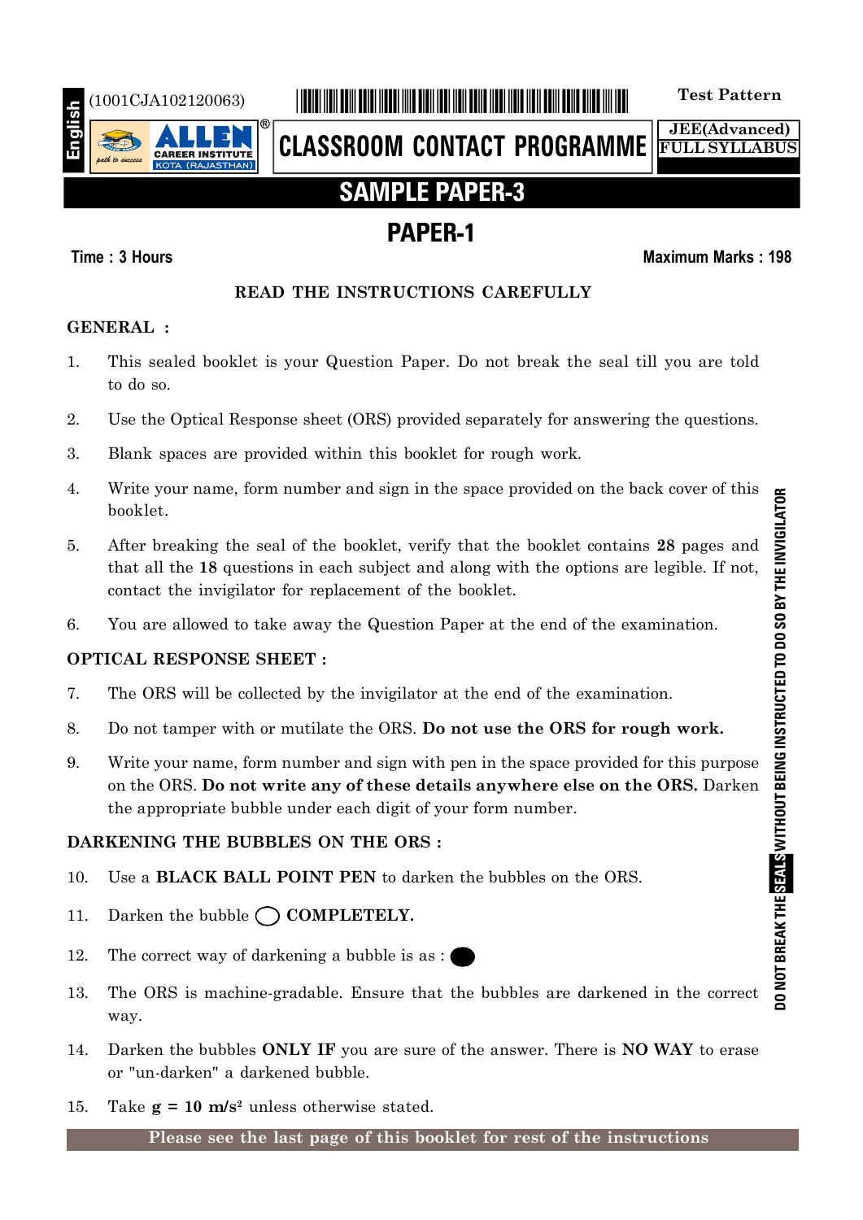English

(1001CJA102120063)

Test Pattern

**ALLEN** CAREER INSTITUTE KOTA (RAJASTHAN)

# CLASSROOM CONTACT PROGRAMME

JEE(Advanced)
FULL SYLLABUS

# SAMPLE PAPER-3

## PAPER-1

**Time : 3 Hours** **Maximum Marks : 198**

### READ THE INSTRUCTIONS CAREFULLY

**GENERAL :**

1. This sealed booklet is your Question Paper. Do not break the seal till you are told to do so.
2. Use the Optical Response sheet (ORS) provided separately for answering the questions.
3. Blank spaces are provided within this booklet for rough work.
4. Write your name, form number and sign in the space provided on the back cover of this booklet.
5. After breaking the seal of the booklet, verify that the booklet contains **28** pages and that all the **18** questions in each subject and along with the options are legible. If not, contact the invigilator for replacement of the booklet.
6. You are allowed to take away the Question Paper at the end of the examination.

**OPTICAL RESPONSE SHEET :**

7. The ORS will be collected by the invigilator at the end of the examination.
8. Do not tamper with or mutilate the ORS. **Do not use the ORS for rough work.**
9. Write your name, form number and sign with pen in the space provided for this purpose on the ORS. **Do not write any of these details anywhere else on the ORS.** Darken the appropriate bubble under each digit of your form number.

**DARKENING THE BUBBLES ON THE ORS :**

10. Use a **BLACK BALL POINT PEN** to darken the bubbles on the ORS.
11. Darken the bubble ◯ **COMPLETELY.**
12. The correct way of darkening a bubble is as : ●
13. The ORS is machine-gradable. Ensure that the bubbles are darkened in the correct way.
14. Darken the bubbles **ONLY IF** you are sure of the answer. There is **NO WAY** to erase or "un-darken" a darkened bubble.
15. Take **g = 10 m/s²** unless otherwise stated.

DO NOT BREAK THE SEALS WITHOUT BEING INSTRUCTED TO DO SO BY THE INVIGILATOR

**Please see the last page of this booklet for rest of the instructions**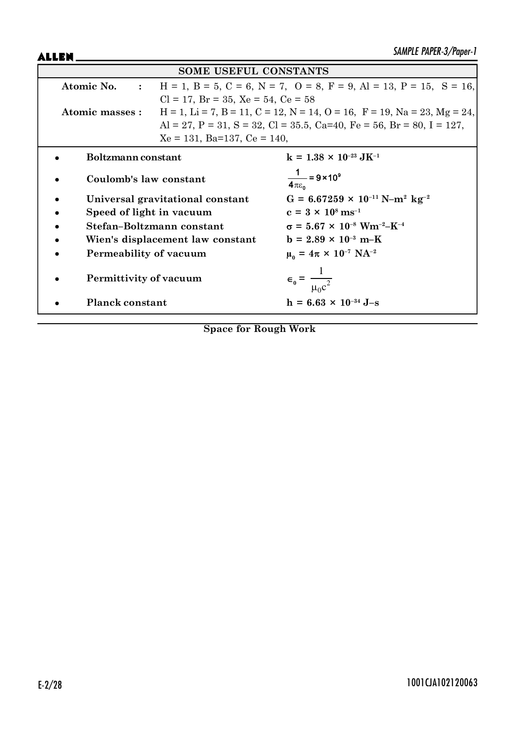## SOME USEFUL CONSTANTS

**Atomic No. :** H = 1, B = 5, C = 6, N = 7, O = 8, F = 9, Al = 13, P = 15, S = 16, Cl = 17, Br = 35, Xe = 54, Ce = 58

**Atomic masses :** H = 1, Li = 7, B = 11, C = 12, N = 14, O = 16, F = 19, Na = 23, Mg = 24, Al = 27, P = 31, S = 32, Cl = 35.5, Ca=40, Fe = 56, Br = 80, I = 127, Xe = 131, Ba=137, Ce = 140,

- **Boltzmann constant** — $k = 1.38 \times 10^{-23}\ JK^{-1}$
- **Coulomb's law constant** — $\frac{1}{4\pi\varepsilon_0} = 9 \times 10^9$
- **Universal gravitational constant** — $G = 6.67259 \times 10^{-11}\ N\text{–}m^2\ kg^{-2}$
- **Speed of light in vacuum** — $c = 3 \times 10^8\ ms^{-1}$
- **Stefan–Boltzmann constant** — $\sigma = 5.67 \times 10^{-8}\ Wm^{-2}\text{–}K^{-4}$
- **Wien's displacement law constant** — $b = 2.89 \times 10^{-3}\ m\text{–}K$
- **Permeability of vacuum** — $\mu_0 = 4\pi \times 10^{-7}\ NA^{-2}$
- **Permittivity of vacuum** — $\epsilon_0 = \frac{1}{\mu_0 c^2}$
- **Planck constant** — $h = 6.63 \times 10^{-34}\ J\text{–}s$

**Space for Rough Work**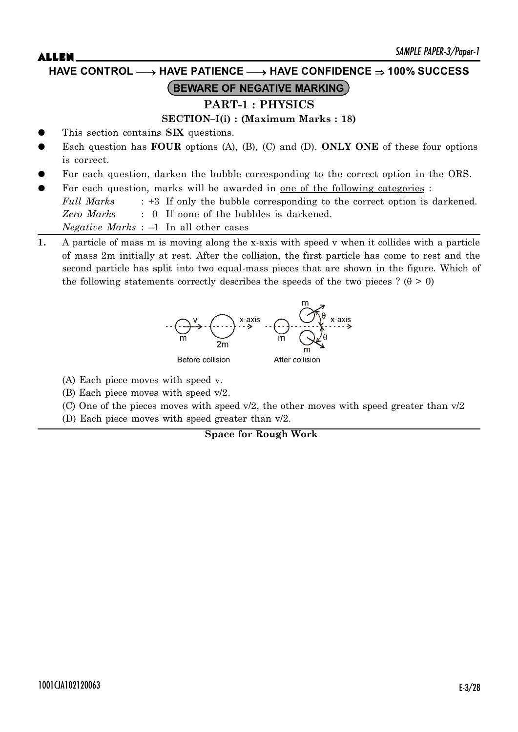HAVE CONTROL ⟶ HAVE PATIENCE ⟶ HAVE CONFIDENCE ⇒ 100% SUCCESS

**BEWARE OF NEGATIVE MARKING**

## PART-1 : PHYSICS

### SECTION–I(i) : (Maximum Marks : 18)

- This section contains **SIX** questions.
- Each question has **FOUR** options (A), (B), (C) and (D). **ONLY ONE** of these four options is correct.
- For each question, darken the bubble corresponding to the correct option in the ORS.
- For each question, marks will be awarded in one of the following categories :

  *Full Marks* : +3 If only the bubble corresponding to the correct option is darkened.

  *Zero Marks* : 0 If none of the bubbles is darkened.

  *Negative Marks* : –1 In all other cases

**1.** A particle of mass m is moving along the x-axis with speed v when it collides with a particle of mass 2m initially at rest. After the collision, the first particle has come to rest and the second particle has split into two equal-mass pieces that are shown in the figure. Which of the following statements correctly describes the speeds of the two pieces ? ($\theta > 0$)

Before collision &nbsp;&nbsp;&nbsp;&nbsp; After collision

(A) Each piece moves with speed v.

(B) Each piece moves with speed v/2.

(C) One of the pieces moves with speed v/2, the other moves with speed greater than v/2

(D) Each piece moves with speed greater than v/2.

**Space for Rough Work**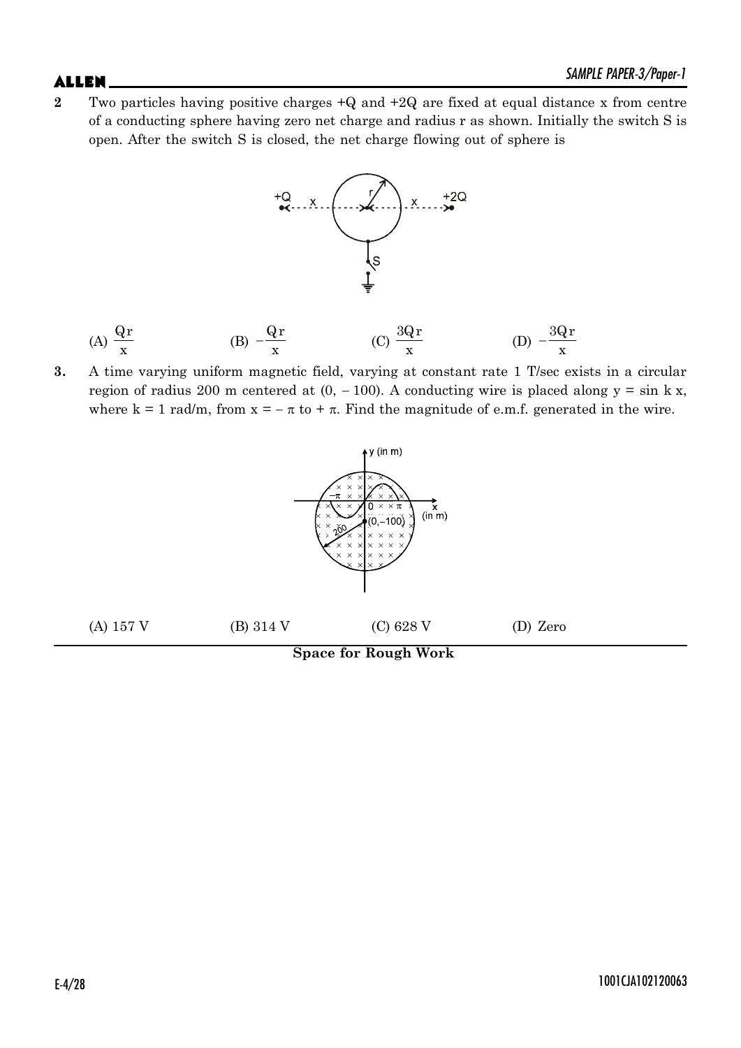**2** Two particles having positive charges +Q and +2Q are fixed at equal distance x from centre of a conducting sphere having zero net charge and radius r as shown. Initially the switch S is open. After the switch S is closed, the net charge flowing out of sphere is

(A) $\frac{Qr}{x}$ (B) $-\frac{Qr}{x}$ (C) $\frac{3Qr}{x}$ (D) $-\frac{3Qr}{x}$

**3.** A time varying uniform magnetic field, varying at constant rate 1 T/sec exists in a circular region of radius 200 m centered at (0, – 100). A conducting wire is placed along y = sin k x, where k = 1 rad/m, from x = – π to + π. Find the magnitude of e.m.f. generated in the wire.

(A) 157 V (B) 314 V (C) 628 V (D) Zero

**Space for Rough Work**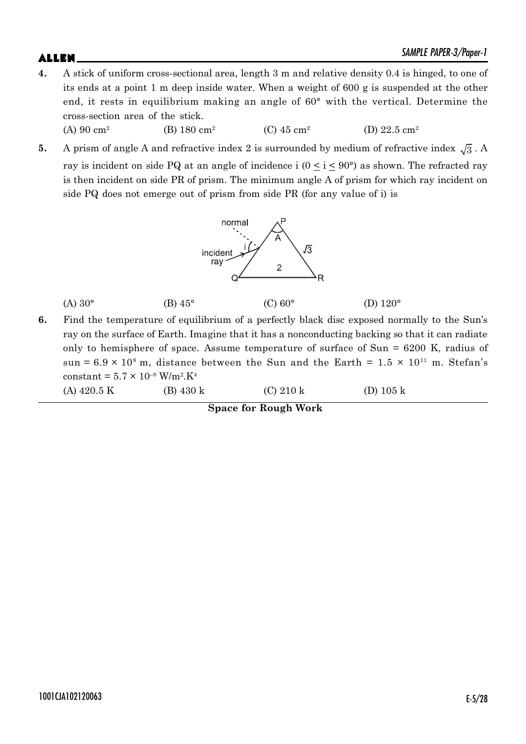**4.** A stick of uniform cross-sectional area, length 3 m and relative density 0.4 is hinged, to one of its ends at a point 1 m deep inside water. When a weight of 600 g is suspended at the other end, it rests in equilibrium making an angle of 60° with the vertical. Determine the cross-section area of the stick.

(A) 90 $cm^2$ (B) 180 $cm^2$ (C) 45 $cm^2$ (D) 22.5 $cm^2$

**5.** A prism of angle A and refractive index 2 is surrounded by medium of refractive index $\sqrt{3}$. A ray is incident on side PQ at an angle of incidence i ($0 \le i \le 90°$) as shown. The refracted ray is then incident on side PR of prism. The minimum angle A of prism for which ray incident on side PQ does not emerge out of prism from side PR (for any value of i) is

(A) 30° (B) 45° (C) 60° (D) 120°

**6.** Find the temperature of equilibrium of a perfectly black disc exposed normally to the Sun's ray on the surface of Earth. Imagine that it has a nonconducting backing so that it can radiate only to hemisphere of space. Assume temperature of surface of Sun = 6200 K, radius of sun = $6.9 \times 10^8$ m, distance between the Sun and the Earth = $1.5 \times 10^{11}$ m. Stefan's constant = $5.7 \times 10^{-8}$ W/$m^2$.$K^4$

(A) 420.5 K (B) 430 k (C) 210 k (D) 105 k

**Space for Rough Work**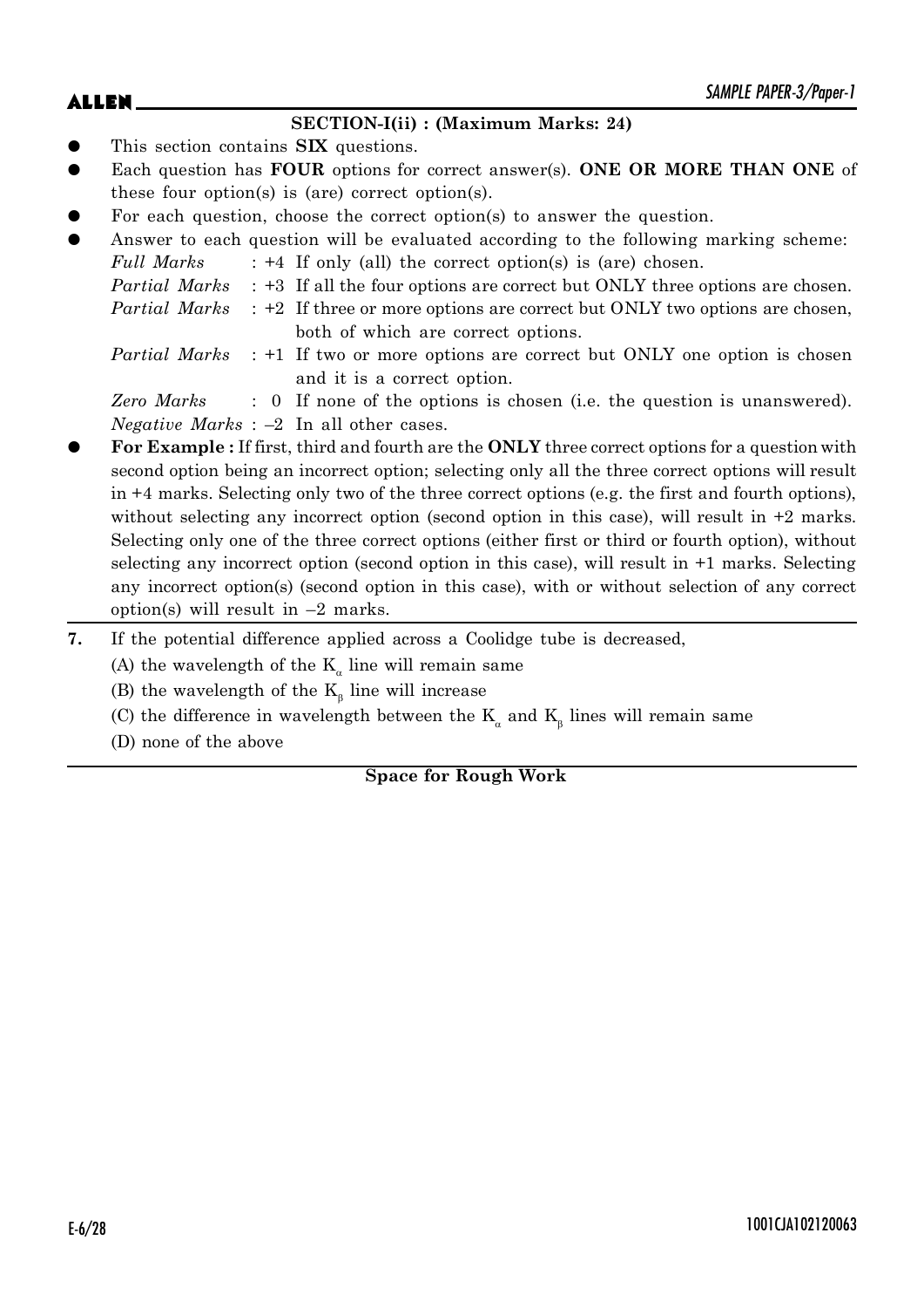## SECTION-I(ii) : (Maximum Marks: 24)

- This section contains **SIX** questions.
- Each question has **FOUR** options for correct answer(s). **ONE OR MORE THAN ONE** of these four option(s) is (are) correct option(s).
- For each question, choose the correct option(s) to answer the question.
- Answer to each question will be evaluated according to the following marking scheme:

  *Full Marks* : +4 If only (all) the correct option(s) is (are) chosen.

  *Partial Marks* : +3 If all the four options are correct but ONLY three options are chosen.

  *Partial Marks* : +2 If three or more options are correct but ONLY two options are chosen, both of which are correct options.

  *Partial Marks* : +1 If two or more options are correct but ONLY one option is chosen and it is a correct option.

  *Zero Marks* : 0 If none of the options is chosen (i.e. the question is unanswered).

  *Negative Marks* : –2 In all other cases.

- **For Example :** If first, third and fourth are the **ONLY** three correct options for a question with second option being an incorrect option; selecting only all the three correct options will result in +4 marks. Selecting only two of the three correct options (e.g. the first and fourth options), without selecting any incorrect option (second option in this case), will result in +2 marks. Selecting only one of the three correct options (either first or third or fourth option), without selecting any incorrect option (second option in this case), will result in +1 marks. Selecting any incorrect option(s) (second option in this case), with or without selection of any correct option(s) will result in –2 marks.

**7.** If the potential difference applied across a Coolidge tube is decreased,

(A) the wavelength of the $K_\alpha$ line will remain same

(B) the wavelength of the $K_\beta$ line will increase

(C) the difference in wavelength between the $K_\alpha$ and $K_\beta$ lines will remain same

(D) none of the above

**Space for Rough Work**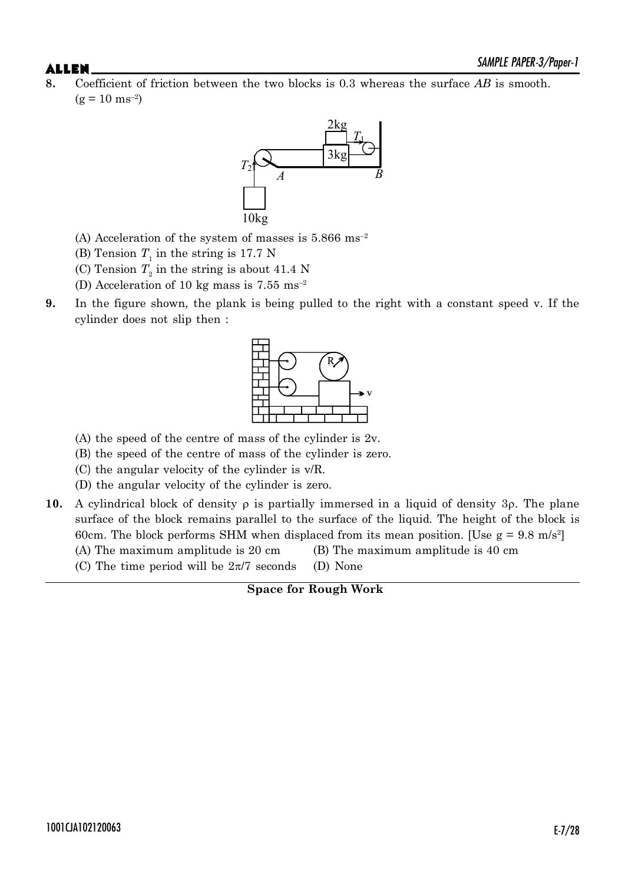**8.** Coefficient of friction between the two blocks is 0.3 whereas the surface $AB$ is smooth. ($g = 10\ ms^{-2}$)

(A) Acceleration of the system of masses is $5.866\ ms^{-2}$

(B) Tension $T_1$ in the string is 17.7 N

(C) Tension $T_2$ in the string is about 41.4 N

(D) Acceleration of 10 kg mass is $7.55\ ms^{-2}$

**9.** In the figure shown, the plank is being pulled to the right with a constant speed v. If the cylinder does not slip then :

(A) the speed of the centre of mass of the cylinder is 2v.

(B) the speed of the centre of mass of the cylinder is zero.

(C) the angular velocity of the cylinder is v/R.

(D) the angular velocity of the cylinder is zero.

**10.** A cylindrical block of density $\rho$ is partially immersed in a liquid of density $3\rho$. The plane surface of the block remains parallel to the surface of the liquid. The height of the block is 60cm. The block performs SHM when displaced from its mean position. [Use $g = 9.8\ m/s^2$]

(A) The maximum amplitude is 20 cm

(B) The maximum amplitude is 40 cm

(C) The time period will be $2\pi/7$ seconds

(D) None

**Space for Rough Work**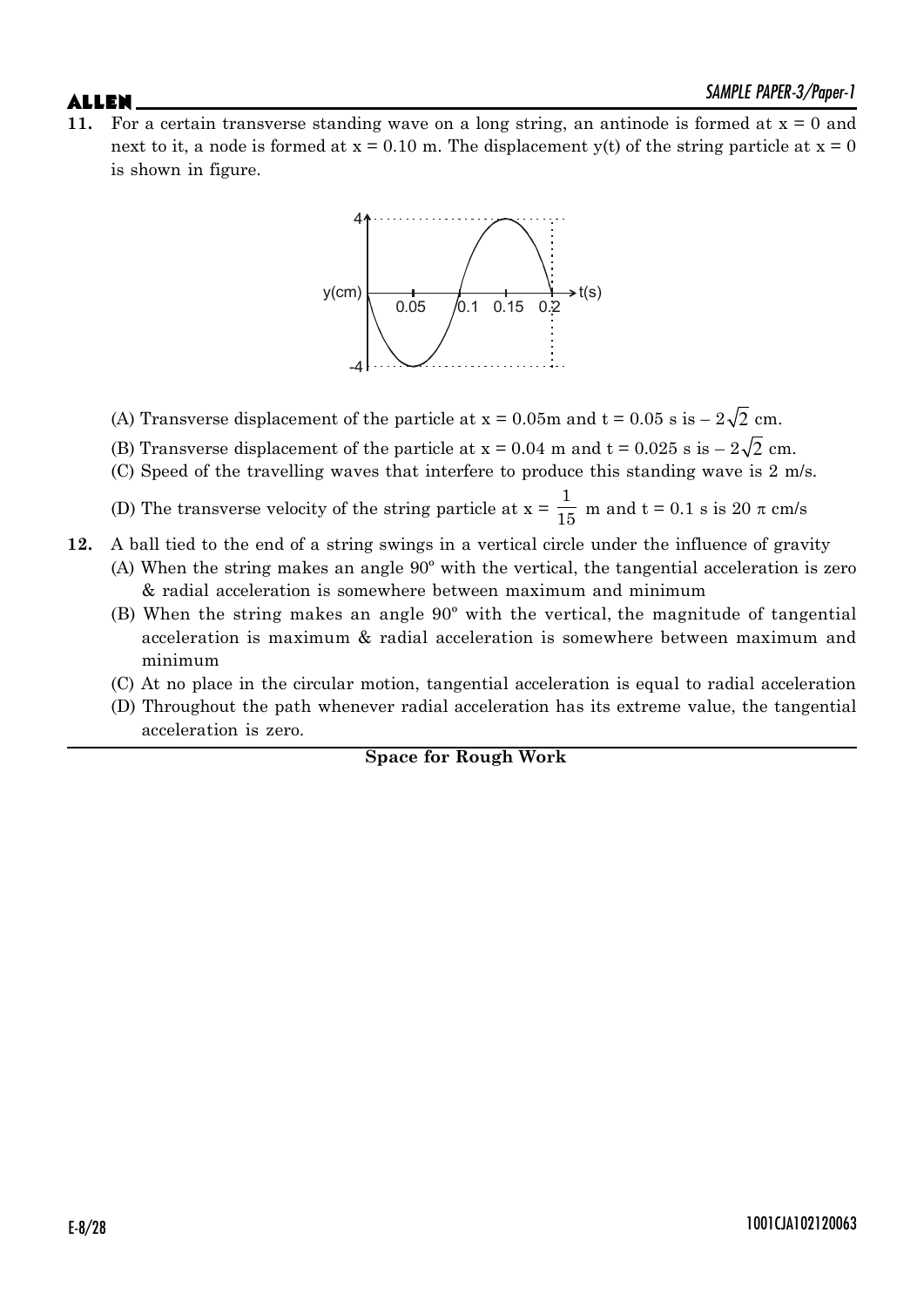**11.** For a certain transverse standing wave on a long string, an antinode is formed at x = 0 and next to it, a node is formed at x = 0.10 m. The displacement y(t) of the string particle at x = 0 is shown in figure.

(A) Transverse displacement of the particle at x = 0.05m and t = 0.05 s is $-2\sqrt{2}$ cm.

(B) Transverse displacement of the particle at x = 0.04 m and t = 0.025 s is $-2\sqrt{2}$ cm.

(C) Speed of the travelling waves that interfere to produce this standing wave is 2 m/s.

(D) The transverse velocity of the string particle at x = $\frac{1}{15}$ m and t = 0.1 s is $20\pi$ cm/s

**12.** A ball tied to the end of a string swings in a vertical circle under the influence of gravity

(A) When the string makes an angle 90º with the vertical, the tangential acceleration is zero & radial acceleration is somewhere between maximum and minimum

(B) When the string makes an angle 90º with the vertical, the magnitude of tangential acceleration is maximum & radial acceleration is somewhere between maximum and minimum

(C) At no place in the circular motion, tangential acceleration is equal to radial acceleration

(D) Throughout the path whenever radial acceleration has its extreme value, the tangential acceleration is zero.

**Space for Rough Work**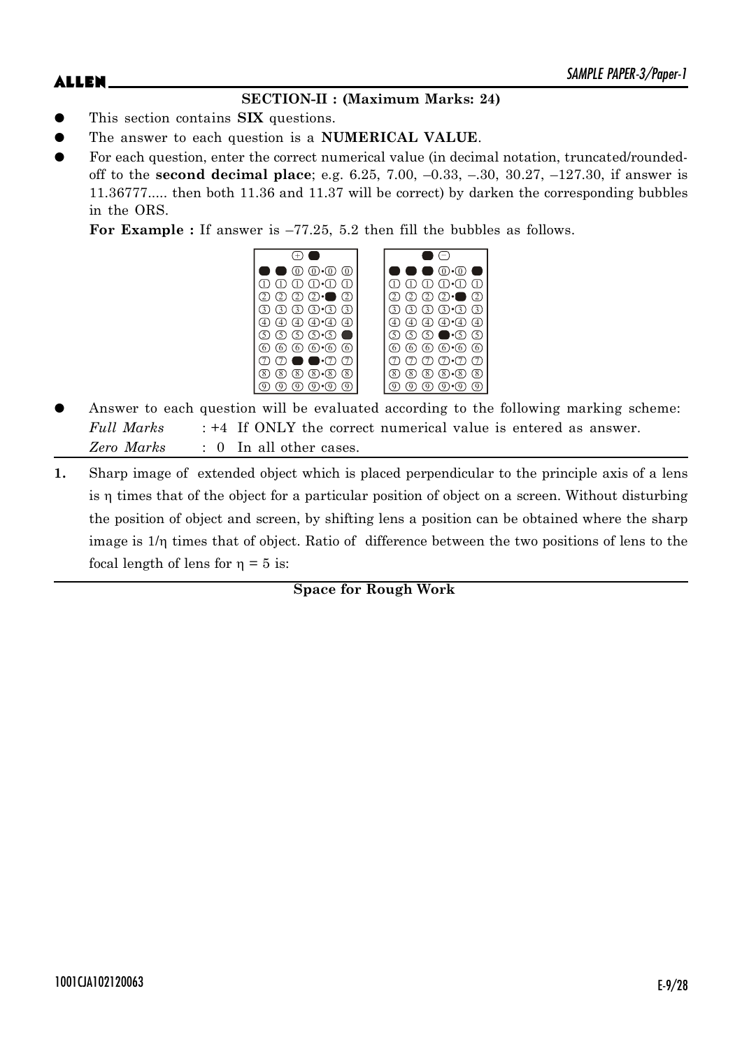**SECTION-II : (Maximum Marks: 24)**

- This section contains **SIX** questions.
- The answer to each question is a **NUMERICAL VALUE**.
- For each question, enter the correct numerical value (in decimal notation, truncated/rounded-off to the **second decimal place**; e.g. 6.25, 7.00, –0.33, –.30, 30.27, –127.30, if answer is 11.36777..... then both 11.36 and 11.37 will be correct) by darken the corresponding bubbles in the ORS.

  **For Example :** If answer is –77.25, 5.2 then fill the bubbles as follows.

- Answer to each question will be evaluated according to the following marking scheme:

  *Full Marks* : +4 If ONLY the correct numerical value is entered as answer.

  *Zero Marks* : 0 In all other cases.

**1.** Sharp image of extended object which is placed perpendicular to the principle axis of a lens is $\eta$ times that of the object for a particular position of object on a screen. Without disturbing the position of object and screen, by shifting lens a position can be obtained where the sharp image is $1/\eta$ times that of object. Ratio of difference between the two positions of lens to the focal length of lens for $\eta = 5$ is:

**Space for Rough Work**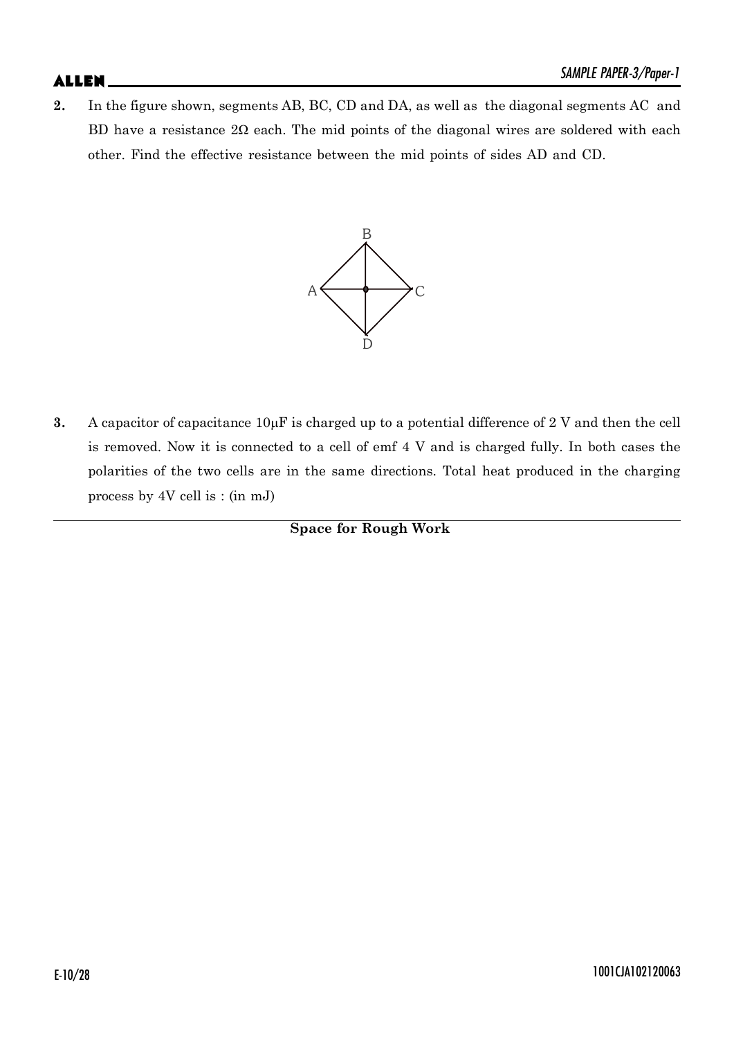**2.** In the figure shown, segments AB, BC, CD and DA, as well as the diagonal segments AC and BD have a resistance $2\Omega$ each. The mid points of the diagonal wires are soldered with each other. Find the effective resistance between the mid points of sides AD and CD.

**3.** A capacitor of capacitance $10\mu F$ is charged up to a potential difference of 2 V and then the cell is removed. Now it is connected to a cell of emf 4 V and is charged fully. In both cases the polarities of the two cells are in the same directions. Total heat produced in the charging process by 4V cell is : (in mJ)

**Space for Rough Work**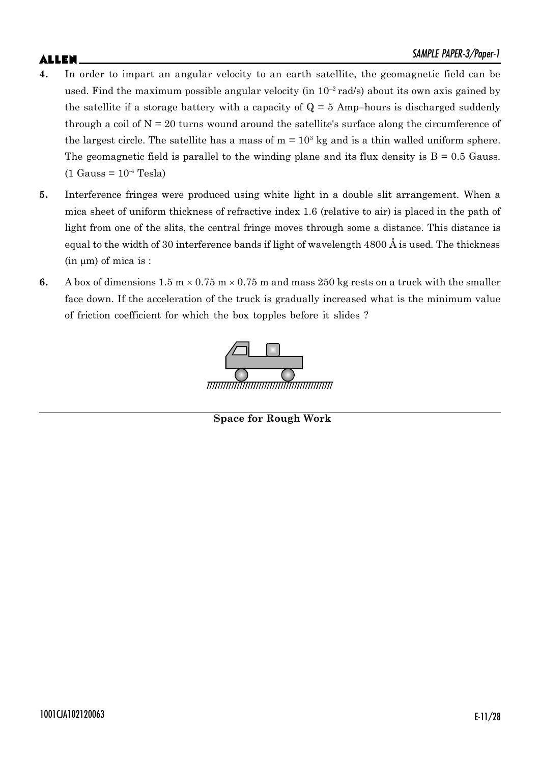4. In order to impart an angular velocity to an earth satellite, the geomagnetic field can be used. Find the maximum possible angular velocity (in $10^{-2}$ rad/s) about its own axis gained by the satellite if a storage battery with a capacity of $Q = 5$ Amp–hours is discharged suddenly through a coil of $N = 20$ turns wound around the satellite's surface along the circumference of the largest circle. The satellite has a mass of $m = 10^3$ kg and is a thin walled uniform sphere. The geomagnetic field is parallel to the winding plane and its flux density is $B = 0.5$ Gauss. (1 Gauss = $10^{-4}$ Tesla)

5. Interference fringes were produced using white light in a double slit arrangement. When a mica sheet of uniform thickness of refractive index 1.6 (relative to air) is placed in the path of light from one of the slits, the central fringe moves through some a distance. This distance is equal to the width of 30 interference bands if light of wavelength 4800 Å is used. The thickness (in μm) of mica is :

6. A box of dimensions $1.5 \text{ m} \times 0.75 \text{ m} \times 0.75 \text{ m}$ and mass 250 kg rests on a truck with the smaller face down. If the acceleration of the truck is gradually increased what is the minimum value of friction coefficient for which the box topples before it slides ?

**Space for Rough Work**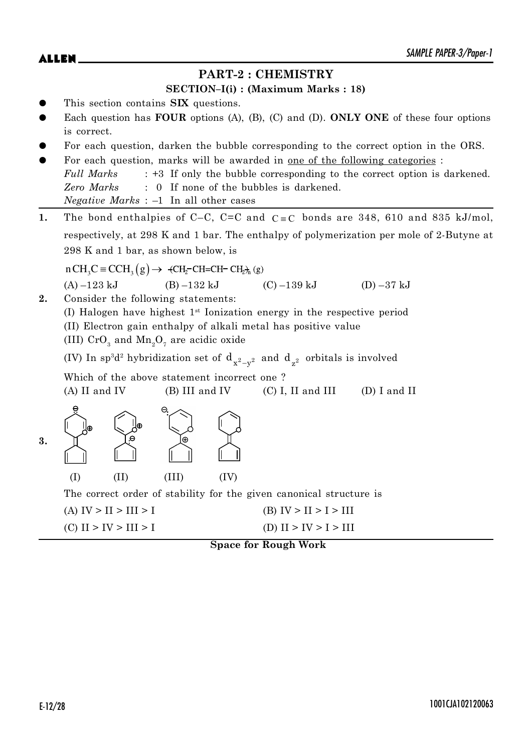## PART-2 : CHEMISTRY

### SECTION–I(i) : (Maximum Marks : 18)

- This section contains **SIX** questions.
- Each question has **FOUR** options (A), (B), (C) and (D). **ONLY ONE** of these four options is correct.
- For each question, darken the bubble corresponding to the correct option in the ORS.
- For each question, marks will be awarded in one of the following categories :

  *Full Marks* : +3 If only the bubble corresponding to the correct option is darkened.

  *Zero Marks* : 0 If none of the bubbles is darkened.

  *Negative Marks* : –1 In all other cases

**1.** The bond enthalpies of C–C, C=C and $C \equiv C$ bonds are 348, 610 and 835 kJ/mol, respectively, at 298 K and 1 bar. The enthalpy of polymerization per mole of 2-Butyne at 298 K and 1 bar, as shown below, is

$$n\,CH_3C \equiv CCH_3(g) \rightarrow -\!\!\left(CH_2-CH=CH-CH_2\right)\!\!-_n (g)$$

(A) –123 kJ (B) –132 kJ (C) –139 kJ (D) –37 kJ

**2.** Consider the following statements:

(I) Halogen have highest 1st Ionization energy in the respective period

(II) Electron gain enthalpy of alkali metal has positive value

(III) $CrO_3$ and $Mn_2O_7$ are acidic oxide

(IV) In $sp^3d^2$ hybridization set of $d_{x^2-y^2}$ and $d_{z^2}$ orbitals is involved

Which of the above statement incorrect one ?

(A) II and IV (B) III and IV (C) I, II and III (D) I and II

**3.**

(I) (II) (III) (IV)

The correct order of stability for the given canonical structure is

(A) IV > II > III > I

(B) IV > II > I > III

(C) II > IV > III > I

(D) II > IV > I > III

**Space for Rough Work**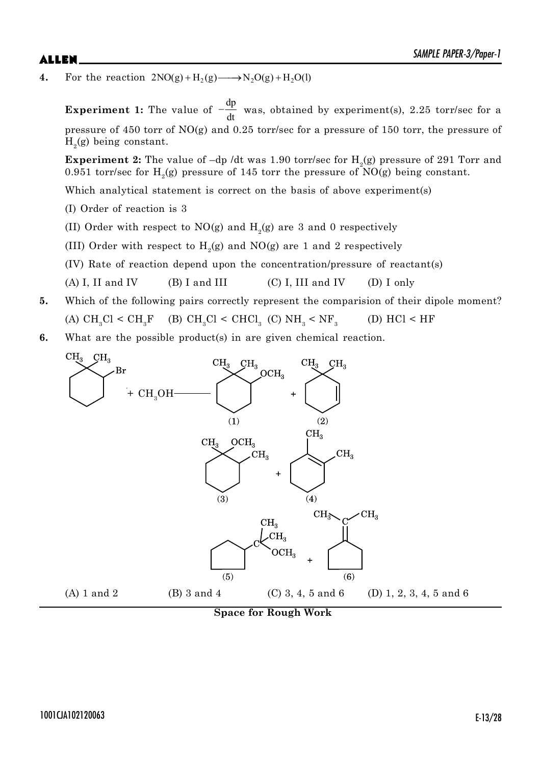**4.** For the reaction $2NO(g) + H_2(g) \longrightarrow N_2O(g) + H_2O(l)$

**Experiment 1:** The value of $-\frac{dp}{dt}$ was, obtained by experiment(s), 2.25 torr/sec for a pressure of 450 torr of NO(g) and 0.25 torr/sec for a pressure of 150 torr, the pressure of $H_2(g)$ being constant.

**Experiment 2:** The value of $-dp/dt$ was 1.90 torr/sec for $H_2(g)$ pressure of 291 Torr and 0.951 torr/sec for $H_2(g)$ pressure of 145 torr the pressure of NO(g) being constant.

Which analytical statement is correct on the basis of above experiment(s)

(I) Order of reaction is 3

(II) Order with respect to NO(g) and $H_2(g)$ are 3 and 0 respectively

(III) Order with respect to $H_2(g)$ and NO(g) are 1 and 2 respectively

(IV) Rate of reaction depend upon the concentration/pressure of reactant(s)

(A) I, II and IV (B) I and III (C) I, III and IV (D) I only

**5.** Which of the following pairs correctly represent the comparision of their dipole moment?

(A) $CH_3Cl < CH_3F$ (B) $CH_3Cl < CHCl_3$ (C) $NH_3 < NF_3$ (D) $HCl < HF$

**6.** What are the possible product(s) in are given chemical reaction.

2-bromo-1,1-dimethylcyclohexane + $CH_3OH$ ⟶ (1) 2-methoxy-1,1-dimethylcyclohexane + (2) 3,3-dimethylcyclohexene

(3) 1-methoxy-1,2-dimethylcyclohexane + (4) 1,2-dimethylcyclohexene

(5) (2-methoxypropan-2-yl)cyclopentane + (6) isopropylidenecyclopentane

(A) 1 and 2 (B) 3 and 4 (C) 3, 4, 5 and 6 (D) 1, 2, 3, 4, 5 and 6

**Space for Rough Work**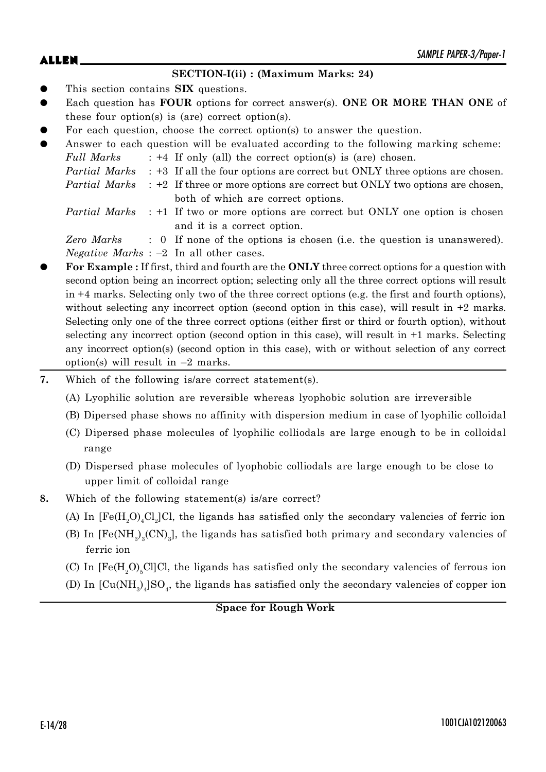**SECTION-I(ii) : (Maximum Marks: 24)**

- This section contains **SIX** questions.
- Each question has **FOUR** options for correct answer(s). **ONE OR MORE THAN ONE** of these four option(s) is (are) correct option(s).
- For each question, choose the correct option(s) to answer the question.
- Answer to each question will be evaluated according to the following marking scheme:

  *Full Marks* : +4 If only (all) the correct option(s) is (are) chosen.

  *Partial Marks* : +3 If all the four options are correct but ONLY three options are chosen.

  *Partial Marks* : +2 If three or more options are correct but ONLY two options are chosen, both of which are correct options.

  *Partial Marks* : +1 If two or more options are correct but ONLY one option is chosen and it is a correct option.

  *Zero Marks* : 0 If none of the options is chosen (i.e. the question is unanswered).

  *Negative Marks* : –2 In all other cases.
- **For Example :** If first, third and fourth are the **ONLY** three correct options for a question with second option being an incorrect option; selecting only all the three correct options will result in +4 marks. Selecting only two of the three correct options (e.g. the first and fourth options), without selecting any incorrect option (second option in this case), will result in +2 marks. Selecting only one of the three correct options (either first or third or fourth option), without selecting any incorrect option (second option in this case), will result in +1 marks. Selecting any incorrect option(s) (second option in this case), with or without selection of any correct option(s) will result in –2 marks.

**7.** Which of the following is/are correct statement(s).

(A) Lyophilic solution are reversible whereas lyophobic solution are irreversible

(B) Dipersed phase shows no affinity with dispersion medium in case of lyophilic colloidal

(C) Dipersed phase molecules of lyophilic colliodals are large enough to be in colloidal range

(D) Dispersed phase molecules of lyophobic colliodals are large enough to be close to upper limit of colloidal range

**8.** Which of the following statement(s) is/are correct?

(A) In $[Fe(H_2O)_4Cl_2]Cl$, the ligands has satisfied only the secondary valencies of ferric ion

(B) In $[Fe(NH_3)_3(CN)_3]$, the ligands has satisfied both primary and secondary valencies of ferric ion

(C) In $[Fe(H_2O)_5Cl]Cl$, the ligands has satisfied only the secondary valencies of ferrous ion

(D) In $[Cu(NH_3)_4]SO_4$, the ligands has satisfied only the secondary valencies of copper ion

**Space for Rough Work**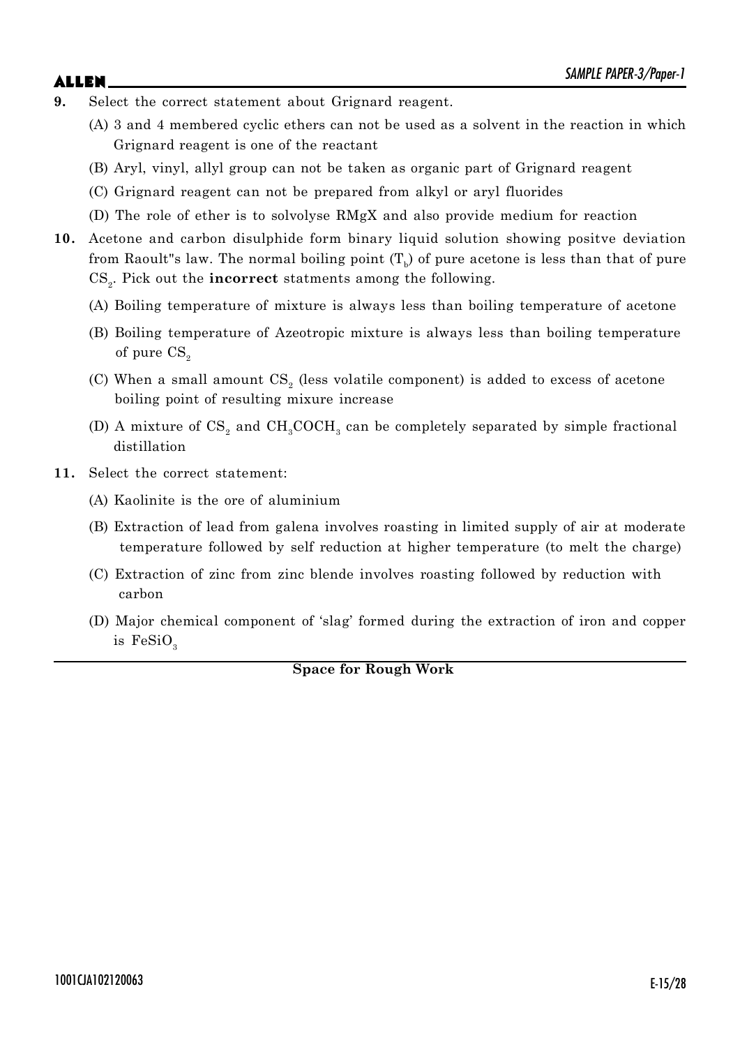**9.** Select the correct statement about Grignard reagent.

(A) 3 and 4 membered cyclic ethers can not be used as a solvent in the reaction in which Grignard reagent is one of the reactant

(B) Aryl, vinyl, allyl group can not be taken as organic part of Grignard reagent

(C) Grignard reagent can not be prepared from alkyl or aryl fluorides

(D) The role of ether is to solvolyse RMgX and also provide medium for reaction

**10.** Acetone and carbon disulphide form binary liquid solution showing positve deviation from Raoult"s law. The normal boiling point ($T_b$) of pure acetone is less than that of pure $CS_2$. Pick out the **incorrect** statments among the following.

(A) Boiling temperature of mixture is always less than boiling temperature of acetone

(B) Boiling temperature of Azeotropic mixture is always less than boiling temperature of pure $CS_2$

(C) When a small amount $CS_2$ (less volatile component) is added to excess of acetone boiling point of resulting mixure increase

(D) A mixture of $CS_2$ and $CH_3COCH_3$ can be completely separated by simple fractional distillation

**11.** Select the correct statement:

(A) Kaolinite is the ore of aluminium

(B) Extraction of lead from galena involves roasting in limited supply of air at moderate temperature followed by self reduction at higher temperature (to melt the charge)

(C) Extraction of zinc from zinc blende involves roasting followed by reduction with carbon

(D) Major chemical component of 'slag' formed during the extraction of iron and copper is $FeSiO_3$

**Space for Rough Work**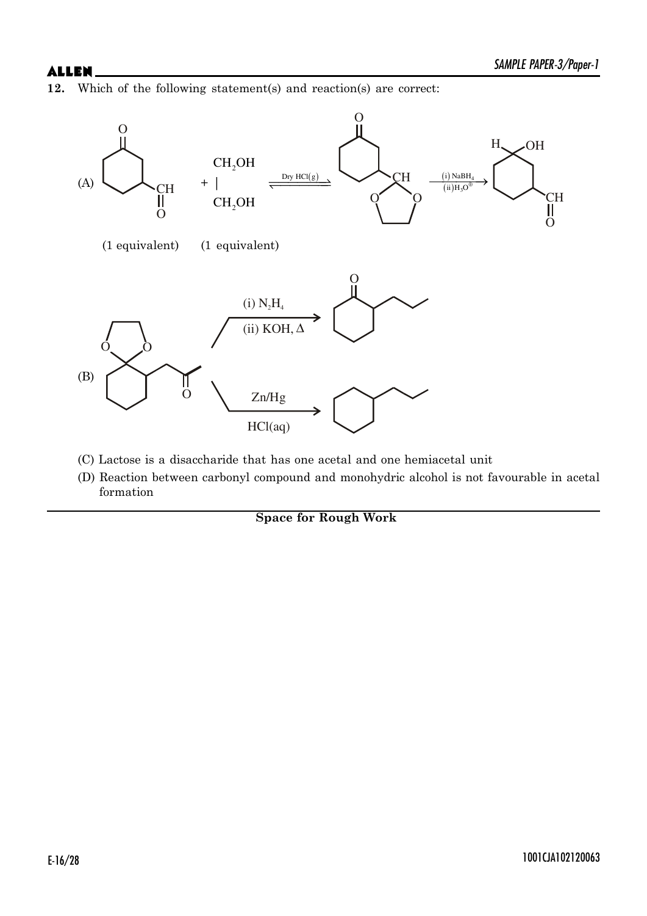**12.** Which of the following statement(s) and reaction(s) are correct:

(A) 3-oxocyclohexane-1-carbaldehyde (1 equivalent) + $CH_2OH$–$CH_2OH$ (1 equivalent) $\xrightarrow{\text{Dry } HCl(g)}$ 3-(1,3-dioxolan-2-yl)cyclohexan-1-one $\xrightarrow[(ii)\, H_3O^{\oplus}]{(i)\, NaBH_4}$ 3-hydroxycyclohexane-1-carbaldehyde

(B) 1-(1,4-dioxaspiro[4.5]decan-6-yl)propan-2-one $\xrightarrow[(ii)\, KOH,\, \Delta]{(i)\, N_2H_4}$ 2-propylcyclohexan-1-one

1-(1,4-dioxaspiro[4.5]decan-6-yl)propan-2-one $\xrightarrow[HCl(aq)]{Zn/Hg}$ propylcyclohexane

(C) Lactose is a disaccharide that has one acetal and one hemiacetal unit

(D) Reaction between carbonyl compound and monohydric alcohol is not favourable in acetal formation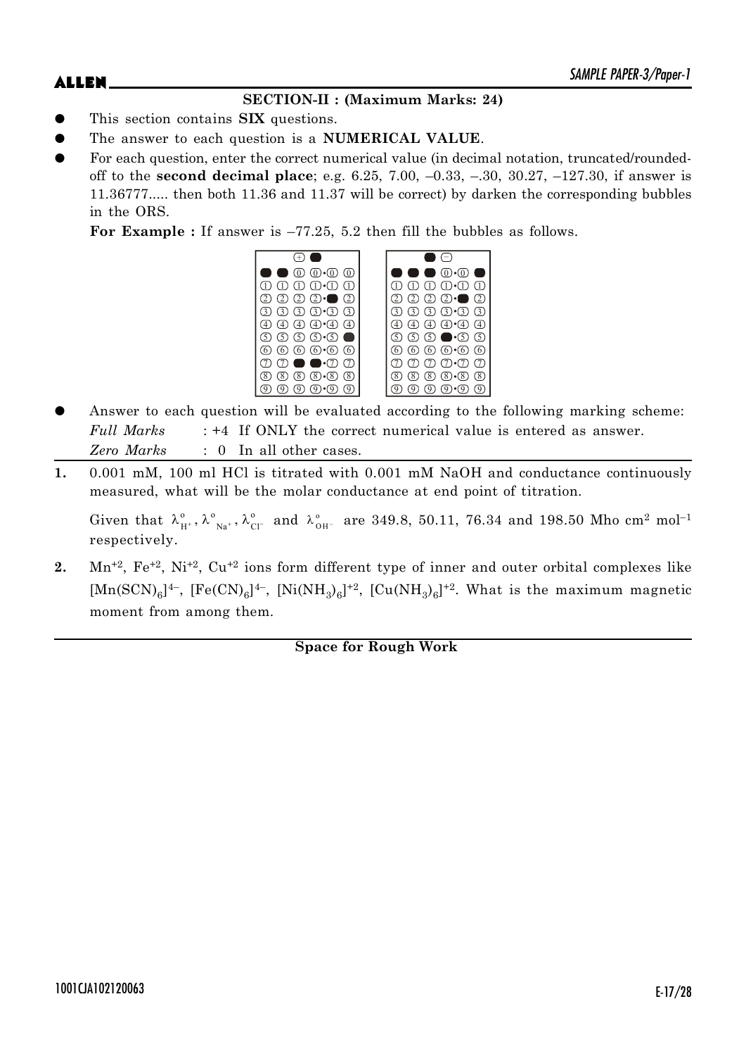## SECTION-II : (Maximum Marks: 24)

- This section contains **SIX** questions.
- The answer to each question is a **NUMERICAL VALUE**.
- For each question, enter the correct numerical value (in decimal notation, truncated/rounded-off to the **second decimal place**; e.g. 6.25, 7.00, –0.33, –.30, 30.27, –127.30, if answer is 11.36777..... then both 11.36 and 11.37 will be correct) by darken the corresponding bubbles in the ORS.

  **For Example :** If answer is –77.25, 5.2 then fill the bubbles as follows.

- Answer to each question will be evaluated according to the following marking scheme:

  *Full Marks* : +4 If ONLY the correct numerical value is entered as answer.

  *Zero Marks* : 0 In all other cases.

**1.** 0.001 mM, 100 ml HCl is titrated with 0.001 mM NaOH and conductance continuously measured, what will be the molar conductance at end point of titration.

Given that $\lambda^{o}_{H^+}, \lambda^{o}_{Na^+}, \lambda^{o}_{Cl^-}$ and $\lambda^{o}_{OH^-}$ are 349.8, 50.11, 76.34 and 198.50 Mho cm$^2$ mol$^{-1}$ respectively.

**2.** $Mn^{+2}$, $Fe^{+2}$, $Ni^{+2}$, $Cu^{+2}$ ions form different type of inner and outer orbital complexes like $[Mn(SCN)_6]^{4-}$, $[Fe(CN)_6]^{4-}$, $[Ni(NH_3)_6]^{+2}$, $[Cu(NH_3)_6]^{+2}$. What is the maximum magnetic moment from among them.

**Space for Rough Work**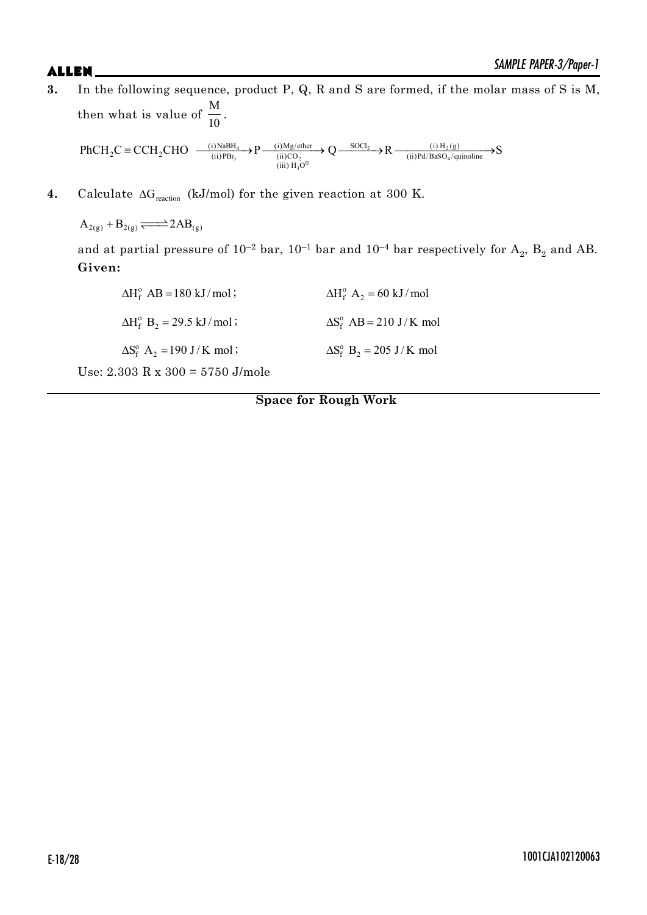**3.** In the following sequence, product P, Q, R and S are formed, if the molar mass of S is M, then what is value of $\frac{M}{10}$.

$$PhCH_2C\equiv CCH_2CHO \xrightarrow[\text{(ii)}PBr_3]{\text{(i)}NaBH_4} P \xrightarrow[\substack{\text{(ii)}CO_2 \\ \text{(iii)}H_3O^{\oplus}}]{\text{(i)}Mg/ether} Q \xrightarrow{SOCl_2} R \xrightarrow[\text{(ii)}Pd/BaSO_4/quinoline]{\text{(i)}H_2(g)} S$$

**4.** Calculate $\Delta G_{reaction}$ (kJ/mol) for the given reaction at 300 K.

$$A_{2(g)} + B_{2(g)} \rightleftharpoons 2AB_{(g)}$$

and at partial pressure of $10^{-2}$ bar, $10^{-1}$ bar and $10^{-4}$ bar respectively for $A_2$, $B_2$ and AB.

**Given:**

$\Delta H_f^o$ AB $= 180$ kJ/mol ; $\quad$ $\Delta H_f^o$ $A_2 = 60$ kJ/mol

$\Delta H_f^o$ $B_2 = 29.5$ kJ/mol ; $\quad$ $\Delta S_f^o$ AB $= 210$ J/K mol

$\Delta S_f^o$ $A_2 = 190$ J/K mol ; $\quad$ $\Delta S_f^o$ $B_2 = 205$ J/K mol

Use: 2.303 R x 300 = 5750 J/mole

**Space for Rough Work**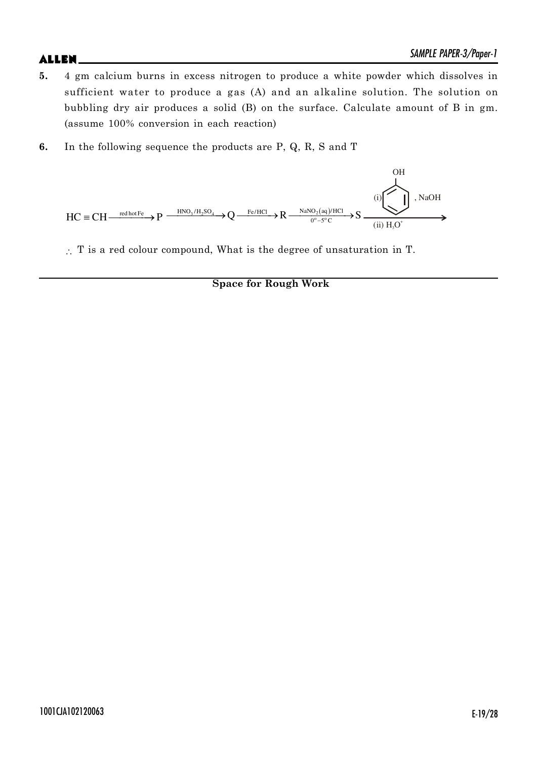**5.** 4 gm calcium burns in excess nitrogen to produce a white powder which dissolves in sufficient water to produce a gas (A) and an alkaline solution. The solution on bubbling dry air produces a solid (B) on the surface. Calculate amount of B in gm. (assume 100% conversion in each reaction)

**6.** In the following sequence the products are P, Q, R, S and T

$$HC \equiv CH \xrightarrow{\text{red hot Fe}} P \xrightarrow{HNO_3/H_2SO_4} Q \xrightarrow{Fe/HCl} R \xrightarrow[0^o-5^o C]{NaNO_2(aq)/HCl} S \xrightarrow[\text{(ii) } H_3O^+]{\text{(i) Phenol, NaOH}}$$

$\therefore$ T is a red colour compound, What is the degree of unsaturation in T.

**Space for Rough Work**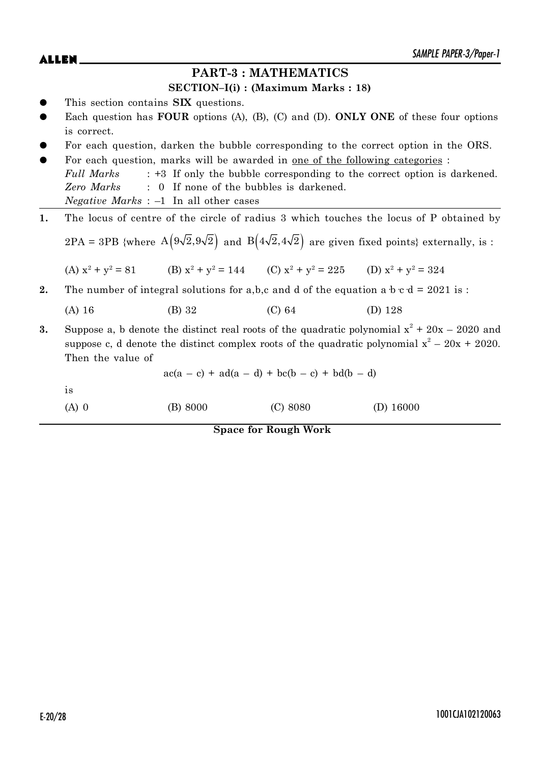## PART-3 : MATHEMATICS

### SECTION–I(i) : (Maximum Marks : 18)

- This section contains **SIX** questions.
- Each question has **FOUR** options (A), (B), (C) and (D). **ONLY ONE** of these four options is correct.
- For each question, darken the bubble corresponding to the correct option in the ORS.
- For each question, marks will be awarded in one of the following categories :
  *Full Marks* : +3 If only the bubble corresponding to the correct option is darkened.
  *Zero Marks* : 0 If none of the bubbles is darkened.
  *Negative Marks* : –1 In all other cases

**1.** The locus of centre of the circle of radius 3 which touches the locus of P obtained by $2PA = 3PB$ {where $A\left(9\sqrt{2}, 9\sqrt{2}\right)$ and $B\left(4\sqrt{2}, 4\sqrt{2}\right)$ are given fixed points} externally, is :

(A) $x^2 + y^2 = 81$  (B) $x^2 + y^2 = 144$  (C) $x^2 + y^2 = 225$  (D) $x^2 + y^2 = 324$

**2.** The number of integral solutions for a,b,c and d of the equation $a \cdot b \cdot c \cdot d = 2021$ is :

(A) 16  (B) 32  (C) 64  (D) 128

**3.** Suppose a, b denote the distinct real roots of the quadratic polynomial $x^2 + 20x - 2020$ and suppose c, d denote the distinct complex roots of the quadratic polynomial $x^2 - 20x + 2020$. Then the value of

$$ac(a - c) + ad(a - d) + bc(b - c) + bd(b - d)$$

is

(A) 0  (B) 8000  (C) 8080  (D) 16000

**Space for Rough Work**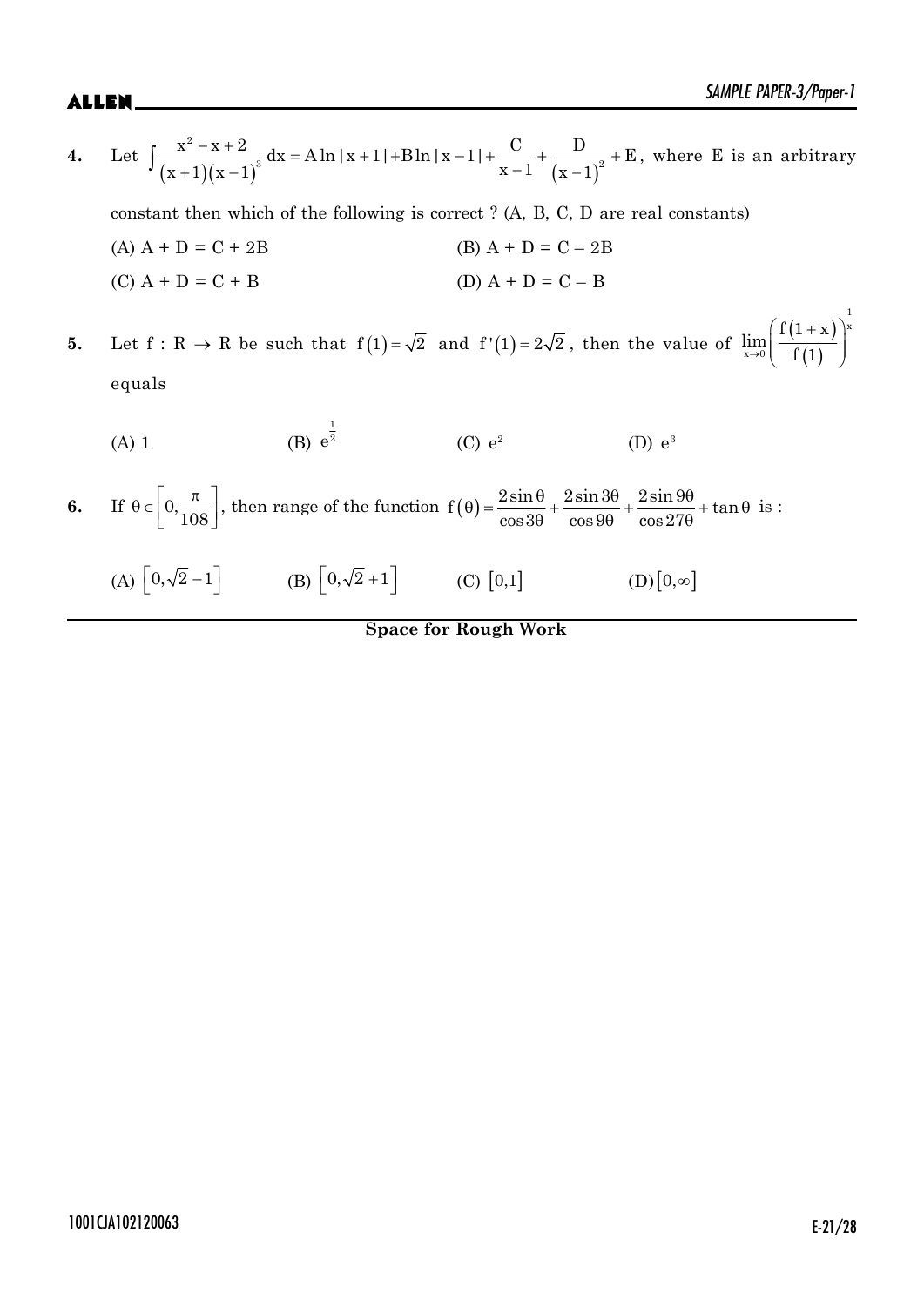**4.** Let $\int \frac{x^2 - x + 2}{(x+1)(x-1)^3} dx = A \ln|x+1| + B \ln|x-1| + \frac{C}{x-1} + \frac{D}{(x-1)^2} + E$, where E is an arbitrary constant then which of the following is correct ? (A, B, C, D are real constants)

(A) A + D = C + 2B

(B) A + D = C – 2B

(C) A + D = C + B

(D) A + D = C – B

**5.** Let f : R → R be such that $f(1) = \sqrt{2}$ and $f'(1) = 2\sqrt{2}$, then the value of $\lim_{x \to 0} \left( \frac{f(1+x)}{f(1)} \right)^{\frac{1}{x}}$ equals

(A) 1

(B) $e^{\frac{1}{2}}$

(C) $e^2$

(D) $e^3$

**6.** If $\theta \in \left[0, \frac{\pi}{108}\right]$, then range of the function $f(\theta) = \frac{2\sin\theta}{\cos 3\theta} + \frac{2\sin 3\theta}{\cos 9\theta} + \frac{2\sin 9\theta}{\cos 27\theta} + \tan\theta$ is :

(A) $\left[0, \sqrt{2} - 1\right]$

(B) $\left[0, \sqrt{2} + 1\right]$

(C) $[0, 1]$

(D) $[0, \infty]$

**Space for Rough Work**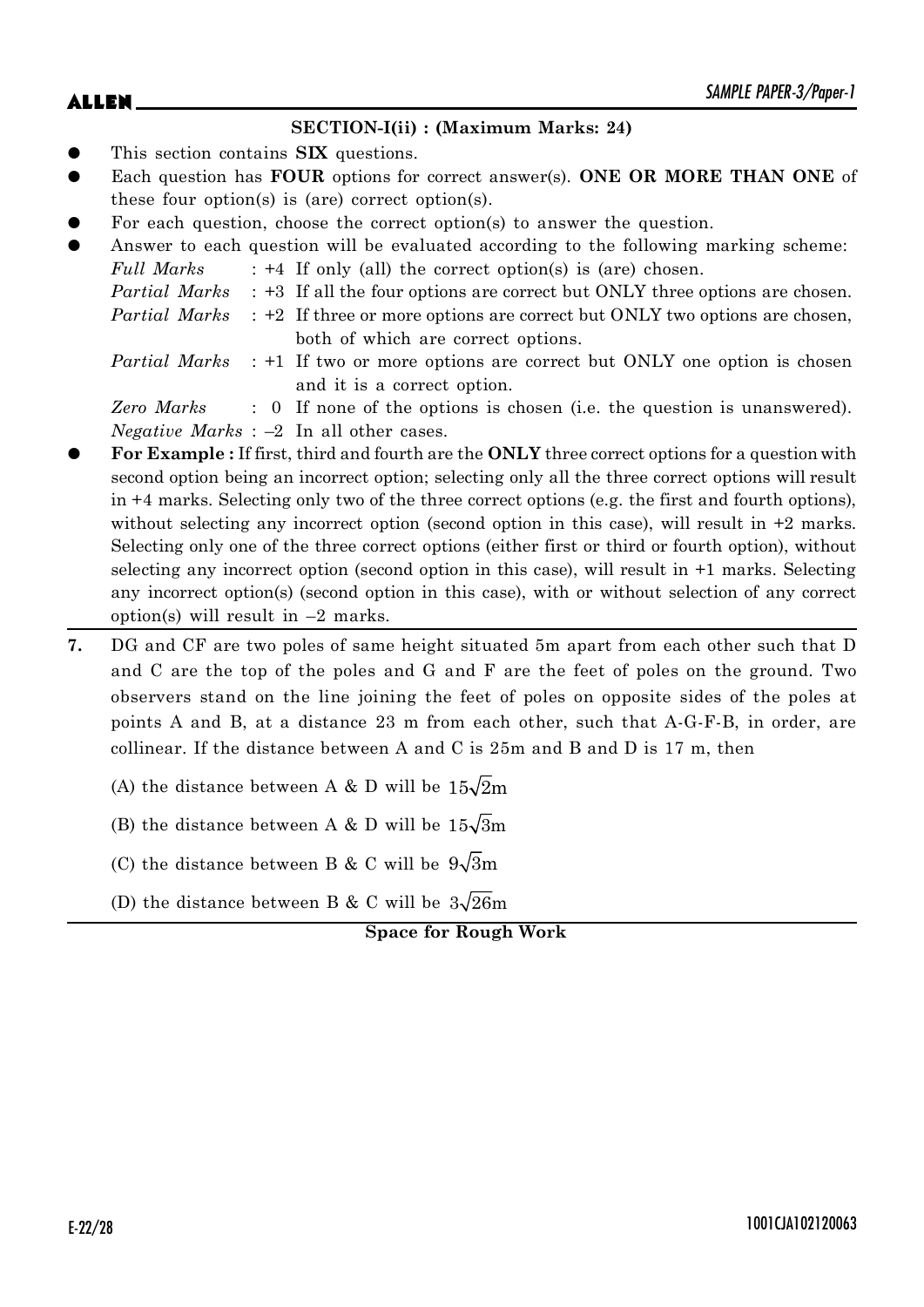## SECTION-I(ii) : (Maximum Marks: 24)

- This section contains **SIX** questions.
- Each question has **FOUR** options for correct answer(s). **ONE OR MORE THAN ONE** of these four option(s) is (are) correct option(s).
- For each question, choose the correct option(s) to answer the question.
- Answer to each question will be evaluated according to the following marking scheme:

  *Full Marks* : +4 If only (all) the correct option(s) is (are) chosen.

  *Partial Marks* : +3 If all the four options are correct but ONLY three options are chosen.

  *Partial Marks* : +2 If three or more options are correct but ONLY two options are chosen, both of which are correct options.

  *Partial Marks* : +1 If two or more options are correct but ONLY one option is chosen and it is a correct option.

  *Zero Marks* : 0 If none of the options is chosen (i.e. the question is unanswered).

  *Negative Marks* : –2 In all other cases.
- **For Example :** If first, third and fourth are the **ONLY** three correct options for a question with second option being an incorrect option; selecting only all the three correct options will result in +4 marks. Selecting only two of the three correct options (e.g. the first and fourth options), without selecting any incorrect option (second option in this case), will result in +2 marks. Selecting only one of the three correct options (either first or third or fourth option), without selecting any incorrect option (second option in this case), will result in +1 marks. Selecting any incorrect option(s) (second option in this case), with or without selection of any correct option(s) will result in –2 marks.

**7.** DG and CF are two poles of same height situated 5m apart from each other such that D and C are the top of the poles and G and F are the feet of poles on the ground. Two observers stand on the line joining the feet of poles on opposite sides of the poles at points A and B, at a distance 23 m from each other, such that A-G-F-B, in order, are collinear. If the distance between A and C is 25m and B and D is 17 m, then

(A) the distance between A & D will be $15\sqrt{2}$m

(B) the distance between A & D will be $15\sqrt{3}$m

(C) the distance between B & C will be $9\sqrt{3}$m

(D) the distance between B & C will be $3\sqrt{26}$m

**Space for Rough Work**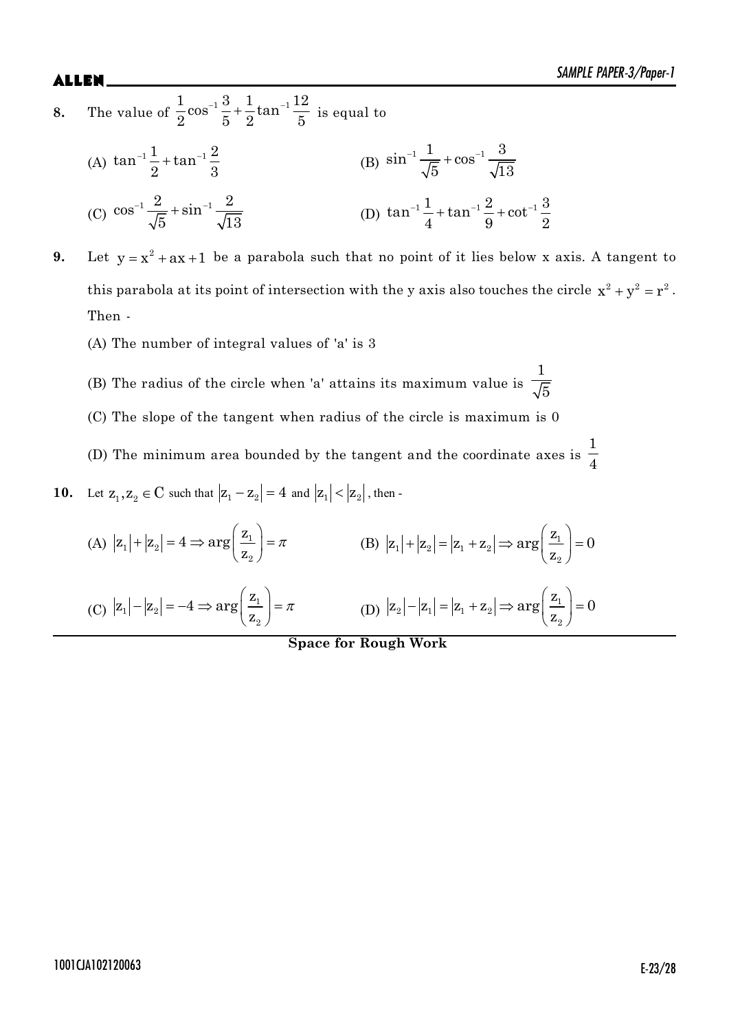**8.** The value of $\frac{1}{2}\cos^{-1}\frac{3}{5}+\frac{1}{2}\tan^{-1}\frac{12}{5}$ is equal to

(A) $\tan^{-1}\frac{1}{2}+\tan^{-1}\frac{2}{3}$

(B) $\sin^{-1}\frac{1}{\sqrt{5}}+\cos^{-1}\frac{3}{\sqrt{13}}$

(C) $\cos^{-1}\frac{2}{\sqrt{5}}+\sin^{-1}\frac{2}{\sqrt{13}}$

(D) $\tan^{-1}\frac{1}{4}+\tan^{-1}\frac{2}{9}+\cot^{-1}\frac{3}{2}$

**9.** Let $y = x^2 + ax + 1$ be a parabola such that no point of it lies below x axis. A tangent to this parabola at its point of intersection with the y axis also touches the circle $x^2 + y^2 = r^2$. Then -

(A) The number of integral values of 'a' is 3

(B) The radius of the circle when 'a' attains its maximum value is $\frac{1}{\sqrt{5}}$

(C) The slope of the tangent when radius of the circle is maximum is 0

(D) The minimum area bounded by the tangent and the coordinate axes is $\frac{1}{4}$

**10.** Let $z_1, z_2 \in \mathbb{C}$ such that $|z_1 - z_2| = 4$ and $|z_1| < |z_2|$, then -

(A) $|z_1| + |z_2| = 4 \Rightarrow \arg\left(\frac{z_1}{z_2}\right) = \pi$

(B) $|z_1| + |z_2| = |z_1 + z_2| \Rightarrow \arg\left(\frac{z_1}{z_2}\right) = 0$

(C) $|z_1| - |z_2| = -4 \Rightarrow \arg\left(\frac{z_1}{z_2}\right) = \pi$

(D) $|z_2| - |z_1| = |z_1 + z_2| \Rightarrow \arg\left(\frac{z_1}{z_2}\right) = 0$

**Space for Rough Work**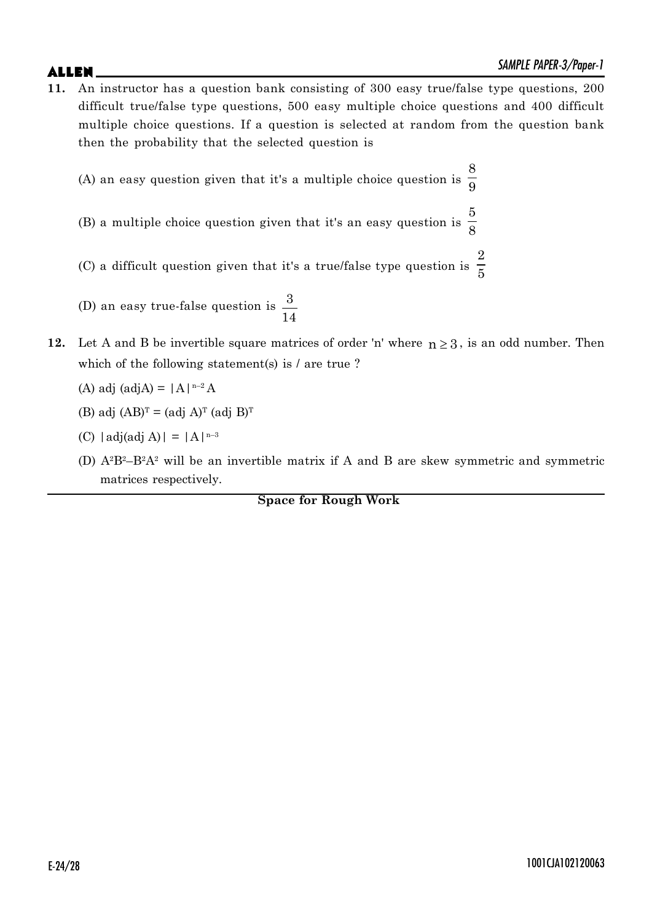**11.** An instructor has a question bank consisting of 300 easy true/false type questions, 200 difficult true/false type questions, 500 easy multiple choice questions and 400 difficult multiple choice questions. If a question is selected at random from the question bank then the probability that the selected question is

(A) an easy question given that it's a multiple choice question is $\frac{8}{9}$

(B) a multiple choice question given that it's an easy question is $\frac{5}{8}$

(C) a difficult question given that it's a true/false type question is $\frac{2}{5}$

(D) an easy true-false question is $\frac{3}{14}$

**12.** Let A and B be invertible square matrices of order 'n' where $n \geq 3$, is an odd number. Then which of the following statement(s) is / are true ?

(A) adj (adjA) = $|A|^{n-2} A$

(B) adj $(AB)^T = (\text{adj } A)^T (\text{adj } B)^T$

(C) $|\text{adj}(\text{adj } A)| = |A|^{n-3}$

(D) $A^2B^2 - B^2A^2$ will be an invertible matrix if A and B are skew symmetric and symmetric matrices respectively.

**Space for Rough Work**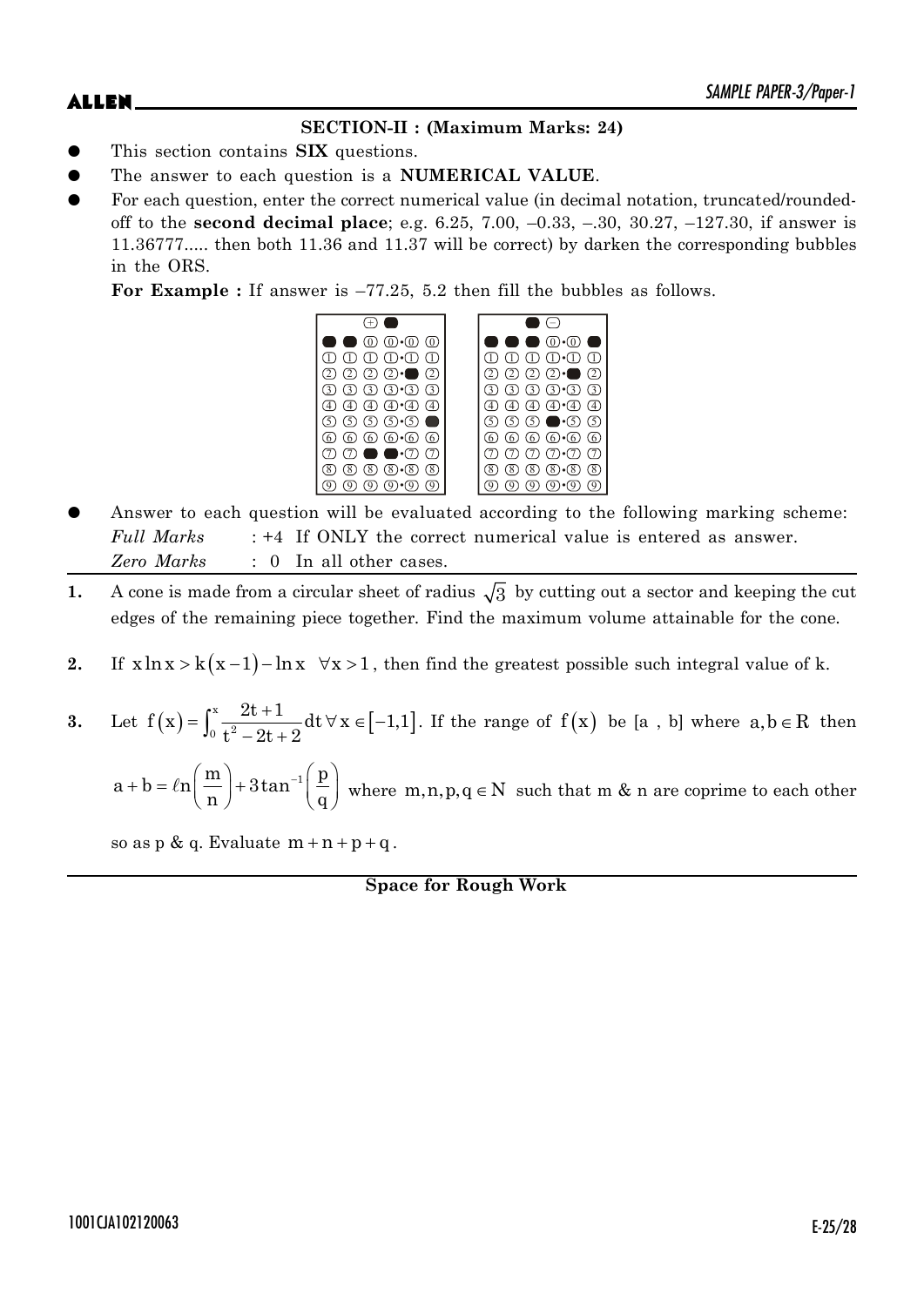**SECTION-II : (Maximum Marks: 24)**

- This section contains **SIX** questions.
- The answer to each question is a **NUMERICAL VALUE**.
- For each question, enter the correct numerical value (in decimal notation, truncated/rounded-off to the **second decimal place**; e.g. 6.25, 7.00, –0.33, –.30, 30.27, –127.30, if answer is 11.36777..... then both 11.36 and 11.37 will be correct) by darken the corresponding bubbles in the ORS.

  **For Example :** If answer is –77.25, 5.2 then fill the bubbles as follows.

- Answer to each question will be evaluated according to the following marking scheme:

  *Full Marks* : +4 If ONLY the correct numerical value is entered as answer.

  *Zero Marks* : 0 In all other cases.

---

**1.** A cone is made from a circular sheet of radius $\sqrt{3}$ by cutting out a sector and keeping the cut edges of the remaining piece together. Find the maximum volume attainable for the cone.

**2.** If $x\ln x > k(x-1) - \ln x \ \ \forall x > 1$, then find the greatest possible such integral value of k.

**3.** Let $f(x) = \int_0^x \frac{2t+1}{t^2-2t+2}dt \ \forall x \in [-1,1]$. If the range of $f(x)$ be [a , b] where $a, b \in R$ then $a + b = \ell n\left(\frac{m}{n}\right) + 3\tan^{-1}\left(\frac{p}{q}\right)$ where $m, n, p, q \in N$ such that m & n are coprime to each other so as p & q. Evaluate $m + n + p + q$.

---

**Space for Rough Work**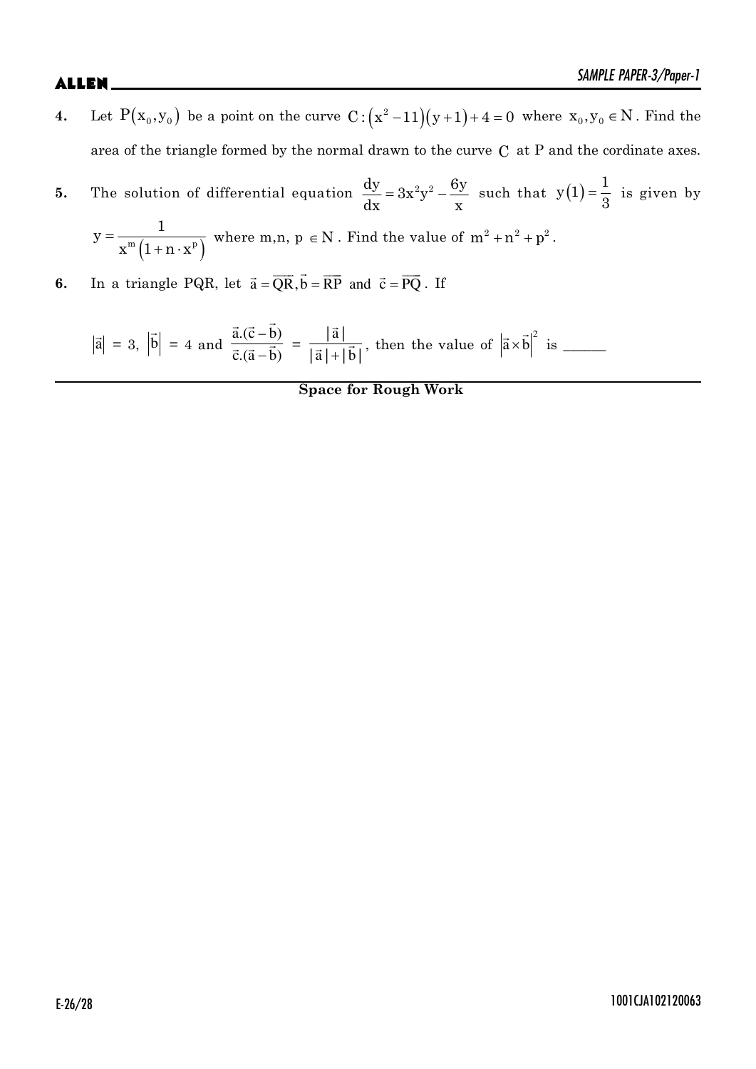**4.** Let $P(x_0, y_0)$ be a point on the curve $C : (x^2 - 11)(y + 1) + 4 = 0$ where $x_0, y_0 \in N$. Find the area of the triangle formed by the normal drawn to the curve $C$ at P and the cordinate axes.

**5.** The solution of differential equation $\frac{dy}{dx} = 3x^2y^2 - \frac{6y}{x}$ such that $y(1) = \frac{1}{3}$ is given by $y = \frac{1}{x^m(1 + n \cdot x^p)}$ where m,n, p $\in N$. Find the value of $m^2 + n^2 + p^2$.

**6.** In a triangle PQR, let $\vec{a} = \overrightarrow{QR}, \vec{b} = \overrightarrow{RP}$ and $\vec{c} = \overrightarrow{PQ}$. If

$|\vec{a}| = 3$, $|\vec{b}| = 4$ and $\frac{\vec{a}.(\vec{c} - \vec{b})}{\vec{c}.(\vec{a} - \vec{b})} = \frac{|\vec{a}|}{|\vec{a}| + |\vec{b}|}$, then the value of $|\vec{a} \times \vec{b}|^2$ is ______

**Space for Rough Work**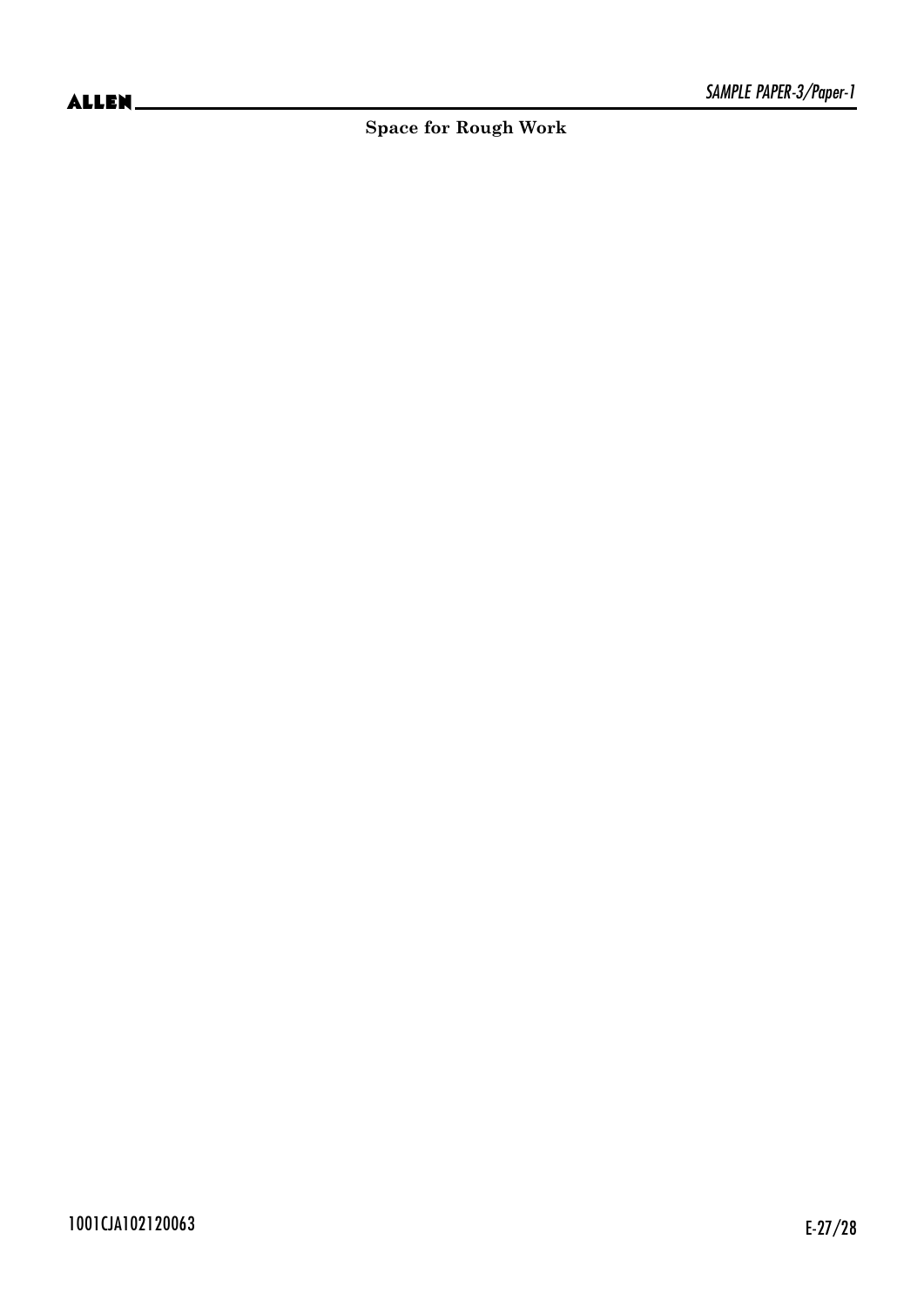**Space for Rough Work**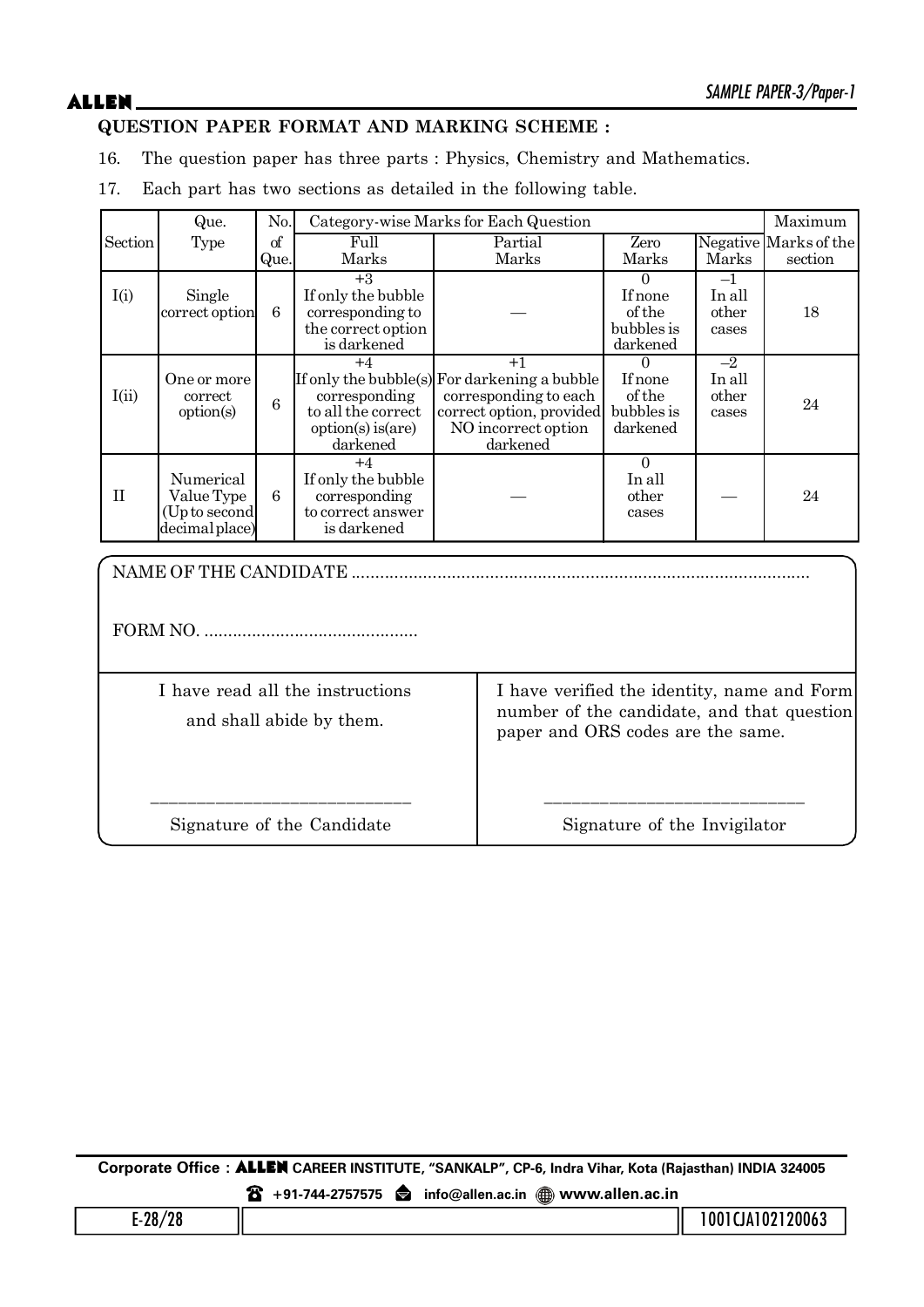**QUESTION PAPER FORMAT AND MARKING SCHEME :**

16. The question paper has three parts : Physics, Chemistry and Mathematics.

17. Each part has two sections as detailed in the following table.

| Section | Que. Type | No. of Que. | Category-wise Marks for Each Question | | | | Maximum Marks of the section |
|---|---|---|---|---|---|---|---|
| | | | Full Marks | Partial Marks | Zero Marks | Negative Marks | |
| I(i) | Single correct option | 6 | +3 If only the bubble corresponding to the correct option is darkened | — | 0 If none of the bubbles is darkened | –1 In all other cases | 18 |
| I(ii) | One or more correct option(s) | 6 | +4 If only the bubble(s) corresponding to all the correct option(s) is(are) darkened | +1 For darkening a bubble corresponding to each correct option, provided NO incorrect option darkened | 0 If none of the bubbles is darkened | –2 In all other cases | 24 |
| II | Numerical Value Type (Up to second decimal place) | 6 | +4 If only the bubble corresponding to correct answer is darkened | — | 0 In all other cases | — | 24 |

NAME OF THE CANDIDATE ................................................................................................

FORM NO. .............................................

| I have read all the instructions and shall abide by them. | I have verified the identity, name and Form number of the candidate, and that question paper and ORS codes are the same. |
|---|---|
| ____________________________ | ____________________________ |
| Signature of the Candidate | Signature of the Invigilator |

**Corporate Office : ALLEN CAREER INSTITUTE, "SANKALP", CP-6, Indra Vihar, Kota (Rajasthan) INDIA 324005**

+91-744-2757575 info@allen.ac.in www.allen.ac.in

1001CJA102120063